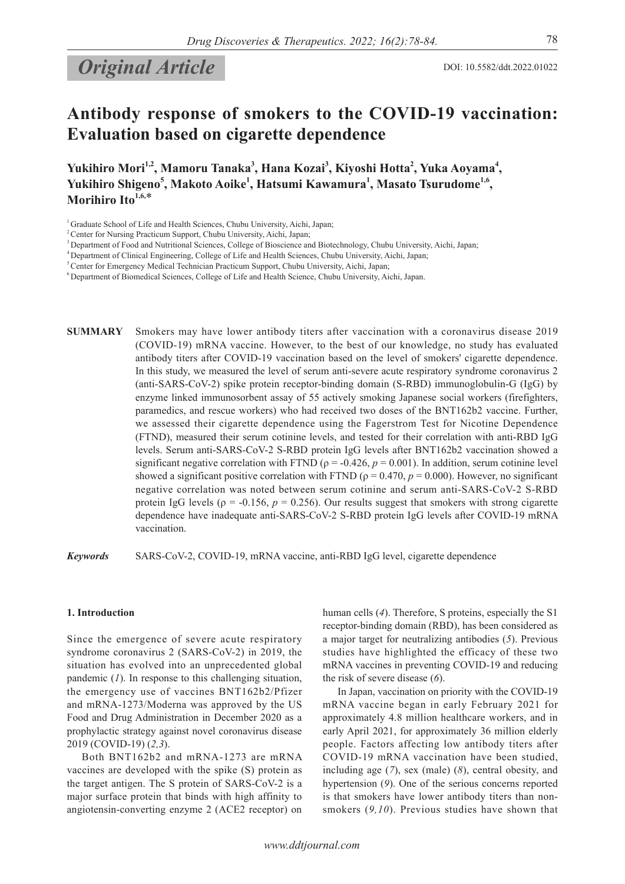*Original Article*

DOI: 10.5582/ddt.2022.01022

# Antibody response of smokers to the COVID-19 vaccination: Evaluation based on cigarette dependence

**Yukihiro Mori[1,2], Mamoru Tanaka[3], Hana Kozai[3], Kiyoshi Hotta[2], Yuka Aoyama[4], Yukihiro Shigeno[5], Makoto Aoike[1], Hatsumi Kawamura[1], Masato Tsurudome[1,6], Morihiro Ito[1,6,*]**

[1] Graduate School of Life and Health Sciences, Chubu University, Aichi, Japan;
[2] Center for Nursing Practicum Support, Chubu University, Aichi, Japan;
[3] Department of Food and Nutritional Sciences, College of Bioscience and Biotechnology, Chubu University, Aichi, Japan;
[4] Department of Clinical Engineering, College of Life and Health Sciences, Chubu University, Aichi, Japan;
[5] Center for Emergency Medical Technician Practicum Support, Chubu University, Aichi, Japan;
[6] Department of Biomedical Sciences, College of Life and Health Science, Chubu University, Aichi, Japan.

**SUMMARY** Smokers may have lower antibody titers after vaccination with a coronavirus disease 2019 (COVID-19) mRNA vaccine. However, to the best of our knowledge, no study has evaluated antibody titers after COVID-19 vaccination based on the level of smokers' cigarette dependence. In this study, we measured the level of serum anti-severe acute respiratory syndrome coronavirus 2 (anti-SARS-CoV-2) spike protein receptor-binding domain (S-RBD) immunoglobulin-G (IgG) by enzyme linked immunosorbent assay of 55 actively smoking Japanese social workers (firefighters, paramedics, and rescue workers) who had received two doses of the BNT162b2 vaccine. Further, we assessed their cigarette dependence using the Fagerstrom Test for Nicotine Dependence (FTND), measured their serum cotinine levels, and tested for their correlation with anti-RBD IgG levels. Serum anti-SARS-CoV-2 S-RBD protein IgG levels after BNT162b2 vaccination showed a significant negative correlation with FTND ($\rho = -0.426$, $p = 0.001$). In addition, serum cotinine level showed a significant positive correlation with FTND ($\rho = 0.470$, $p = 0.000$). However, no significant negative correlation was noted between serum cotinine and serum anti-SARS-CoV-2 S-RBD protein IgG levels ($\rho = -0.156$, $p = 0.256$). Our results suggest that smokers with strong cigarette dependence have inadequate anti-SARS-CoV-2 S-RBD protein IgG levels after COVID-19 mRNA vaccination.

***Keywords*** SARS-CoV-2, COVID-19, mRNA vaccine, anti-RBD IgG level, cigarette dependence

## 1. Introduction

Since the emergence of severe acute respiratory syndrome coronavirus 2 (SARS-CoV-2) in 2019, the situation has evolved into an unprecedented global pandemic (*1*). In response to this challenging situation, the emergency use of vaccines BNT162b2/Pfizer and mRNA-1273/Moderna was approved by the US Food and Drug Administration in December 2020 as a prophylactic strategy against novel coronavirus disease 2019 (COVID-19) (*2,3*).

Both BNT162b2 and mRNA-1273 are mRNA vaccines are developed with the spike (S) protein as the target antigen. The S protein of SARS-CoV-2 is a major surface protein that binds with high affinity to angiotensin-converting enzyme 2 (ACE2 receptor) on human cells (*4*). Therefore, S proteins, especially the S1 receptor-binding domain (RBD), has been considered as a major target for neutralizing antibodies (*5*). Previous studies have highlighted the efficacy of these two mRNA vaccines in preventing COVID-19 and reducing the risk of severe disease (*6*).

In Japan, vaccination on priority with the COVID-19 mRNA vaccine began in early February 2021 for approximately 4.8 million healthcare workers, and in early April 2021, for approximately 36 million elderly people. Factors affecting low antibody titers after COVID-19 mRNA vaccination have been studied, including age (*7*), sex (male) (*8*), central obesity, and hypertension (*9*). One of the serious concerns reported is that smokers have lower antibody titers than non-smokers (*9,10*). Previous studies have shown that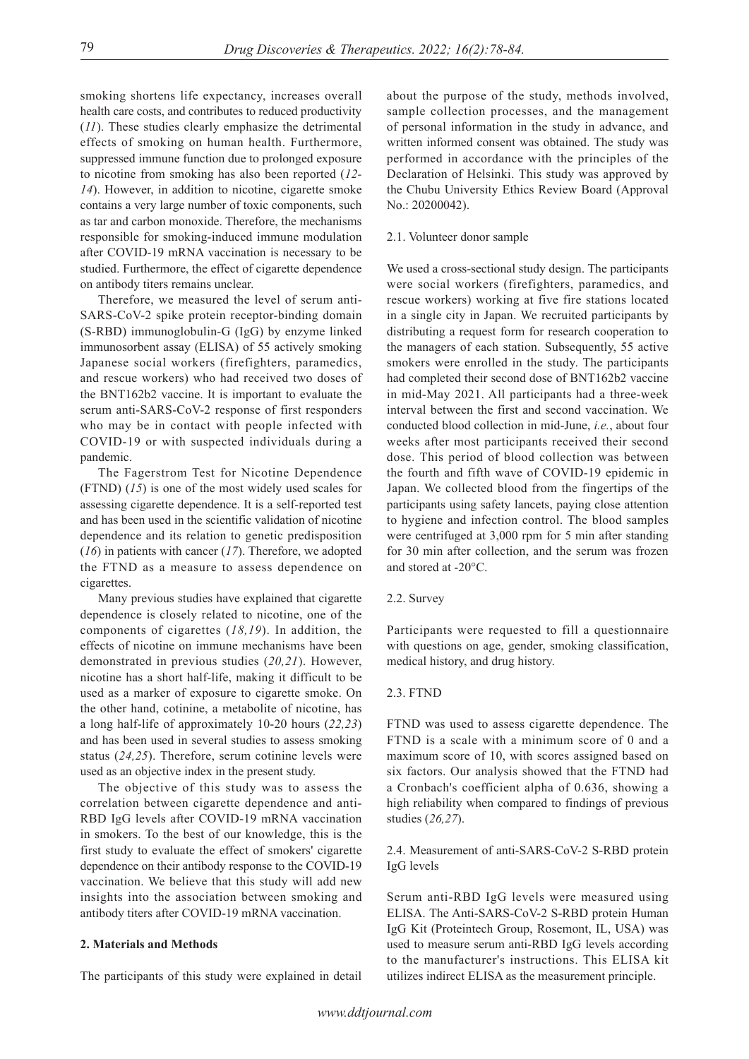smoking shortens life expectancy, increases overall health care costs, and contributes to reduced productivity (*11*). These studies clearly emphasize the detrimental effects of smoking on human health. Furthermore, suppressed immune function due to prolonged exposure to nicotine from smoking has also been reported (*12-14*). However, in addition to nicotine, cigarette smoke contains a very large number of toxic components, such as tar and carbon monoxide. Therefore, the mechanisms responsible for smoking-induced immune modulation after COVID-19 mRNA vaccination is necessary to be studied. Furthermore, the effect of cigarette dependence on antibody titers remains unclear.

Therefore, we measured the level of serum anti-SARS-CoV-2 spike protein receptor-binding domain (S-RBD) immunoglobulin-G (IgG) by enzyme linked immunosorbent assay (ELISA) of 55 actively smoking Japanese social workers (firefighters, paramedics, and rescue workers) who had received two doses of the BNT162b2 vaccine. It is important to evaluate the serum anti-SARS-CoV-2 response of first responders who may be in contact with people infected with COVID-19 or with suspected individuals during a pandemic.

The Fagerstrom Test for Nicotine Dependence (FTND) (*15*) is one of the most widely used scales for assessing cigarette dependence. It is a self-reported test and has been used in the scientific validation of nicotine dependence and its relation to genetic predisposition (*16*) in patients with cancer (*17*). Therefore, we adopted the FTND as a measure to assess dependence on cigarettes.

Many previous studies have explained that cigarette dependence is closely related to nicotine, one of the components of cigarettes (*18,19*). In addition, the effects of nicotine on immune mechanisms have been demonstrated in previous studies (*20,21*). However, nicotine has a short half-life, making it difficult to be used as a marker of exposure to cigarette smoke. On the other hand, cotinine, a metabolite of nicotine, has a long half-life of approximately 10-20 hours (*22,23*) and has been used in several studies to assess smoking status (*24,25*). Therefore, serum cotinine levels were used as an objective index in the present study.

The objective of this study was to assess the correlation between cigarette dependence and anti-RBD IgG levels after COVID-19 mRNA vaccination in smokers. To the best of our knowledge, this is the first study to evaluate the effect of smokers' cigarette dependence on their antibody response to the COVID-19 vaccination. We believe that this study will add new insights into the association between smoking and antibody titers after COVID-19 mRNA vaccination.

## 2. Materials and Methods

The participants of this study were explained in detail about the purpose of the study, methods involved, sample collection processes, and the management of personal information in the study in advance, and written informed consent was obtained. The study was performed in accordance with the principles of the Declaration of Helsinki. This study was approved by the Chubu University Ethics Review Board (Approval No.: 20200042).

### 2.1. Volunteer donor sample

We used a cross-sectional study design. The participants were social workers (firefighters, paramedics, and rescue workers) working at five fire stations located in a single city in Japan. We recruited participants by distributing a request form for research cooperation to the managers of each station. Subsequently, 55 active smokers were enrolled in the study. The participants had completed their second dose of BNT162b2 vaccine in mid-May 2021. All participants had a three-week interval between the first and second vaccination. We conducted blood collection in mid-June, *i.e.*, about four weeks after most participants received their second dose. This period of blood collection was between the fourth and fifth wave of COVID-19 epidemic in Japan. We collected blood from the fingertips of the participants using safety lancets, paying close attention to hygiene and infection control. The blood samples were centrifuged at 3,000 rpm for 5 min after standing for 30 min after collection, and the serum was frozen and stored at -20°C.

### 2.2. Survey

Participants were requested to fill a questionnaire with questions on age, gender, smoking classification, medical history, and drug history.

### 2.3. FTND

FTND was used to assess cigarette dependence. The FTND is a scale with a minimum score of 0 and a maximum score of 10, with scores assigned based on six factors. Our analysis showed that the FTND had a Cronbach's coefficient alpha of 0.636, showing a high reliability when compared to findings of previous studies (*26,27*).

### 2.4. Measurement of anti-SARS-CoV-2 S-RBD protein IgG levels

Serum anti-RBD IgG levels were measured using ELISA. The Anti-SARS-CoV-2 S-RBD protein Human IgG Kit (Proteintech Group, Rosemont, IL, USA) was used to measure serum anti-RBD IgG levels according to the manufacturer's instructions. This ELISA kit utilizes indirect ELISA as the measurement principle.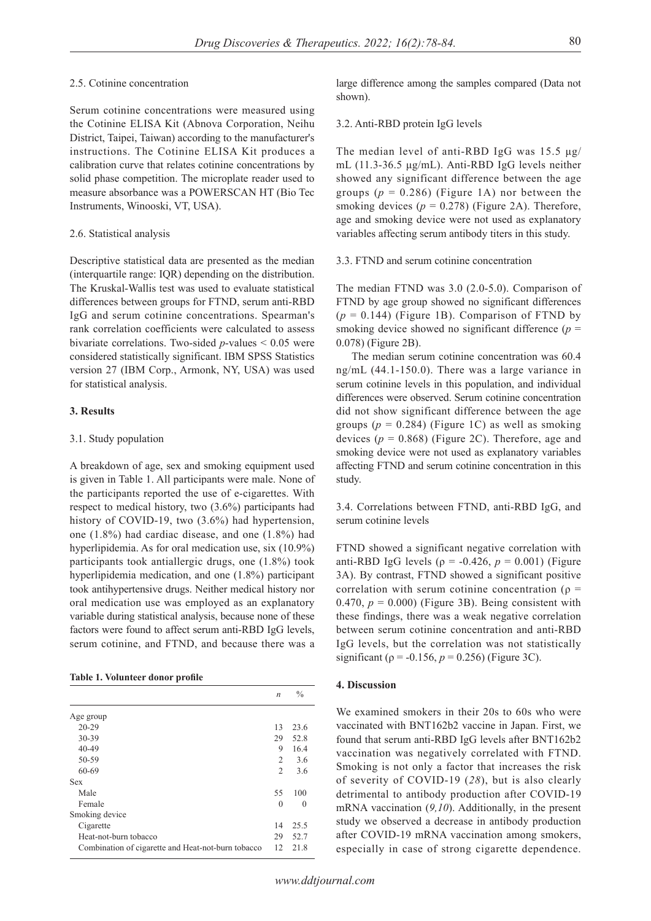### 2.5. Cotinine concentration

Serum cotinine concentrations were measured using the Cotinine ELISA Kit (Abnova Corporation, Neihu District, Taipei, Taiwan) according to the manufacturer's instructions. The Cotinine ELISA Kit produces a calibration curve that relates cotinine concentrations by solid phase competition. The microplate reader used to measure absorbance was a POWERSCAN HT (Bio Tec Instruments, Winooski, VT, USA).

### 2.6. Statistical analysis

Descriptive statistical data are presented as the median (interquartile range: IQR) depending on the distribution. The Kruskal-Wallis test was used to evaluate statistical differences between groups for FTND, serum anti-RBD IgG and serum cotinine concentrations. Spearman's rank correlation coefficients were calculated to assess bivariate correlations. Two-sided $p$-values < 0.05 were considered statistically significant. IBM SPSS Statistics version 27 (IBM Corp., Armonk, NY, USA) was used for statistical analysis.

## 3. Results

### 3.1. Study population

A breakdown of age, sex and smoking equipment used is given in Table 1. All participants were male. None of the participants reported the use of e-cigarettes. With respect to medical history, two (3.6%) participants had history of COVID-19, two (3.6%) had hypertension, one (1.8%) had cardiac disease, and one (1.8%) had hyperlipidemia. As for oral medication use, six (10.9%) participants took antiallergic drugs, one (1.8%) took hyperlipidemia medication, and one (1.8%) participant took antihypertensive drugs. Neither medical history nor oral medication use was employed as an explanatory variable during statistical analysis, because none of these factors were found to affect serum anti-RBD IgG levels, serum cotinine, and FTND, and because there was a large difference among the samples compared (Data not shown).

**Table 1. Volunteer donor profile**

| | $n$ | % |
|---|---|---|
| Age group | | |
| 20-29 | 13 | 23.6 |
| 30-39 | 29 | 52.8 |
| 40-49 | 9 | 16.4 |
| 50-59 | 2 | 3.6 |
| 60-69 | 2 | 3.6 |
| Sex | | |
| Male | 55 | 100 |
| Female | 0 | 0 |
| Smoking device | | |
| Cigarette | 14 | 25.5 |
| Heat-not-burn tobacco | 29 | 52.7 |
| Combination of cigarette and Heat-not-burn tobacco | 12 | 21.8 |

### 3.2. Anti-RBD protein IgG levels

The median level of anti-RBD IgG was 15.5 µg/mL (11.3-36.5 µg/mL). Anti-RBD IgG levels neither showed any significant difference between the age groups ($p$ = 0.286) (Figure 1A) nor between the smoking devices ($p$ = 0.278) (Figure 2A). Therefore, age and smoking device were not used as explanatory variables affecting serum antibody titers in this study.

### 3.3. FTND and serum cotinine concentration

The median FTND was 3.0 (2.0-5.0). Comparison of FTND by age group showed no significant differences ($p$ = 0.144) (Figure 1B). Comparison of FTND by smoking device showed no significant difference ($p$ = 0.078) (Figure 2B).

The median serum cotinine concentration was 60.4 ng/mL (44.1-150.0). There was a large variance in serum cotinine levels in this population, and individual differences were observed. Serum cotinine concentration did not show significant difference between the age groups ($p$ = 0.284) (Figure 1C) as well as smoking devices ($p$ = 0.868) (Figure 2C). Therefore, age and smoking device were not used as explanatory variables affecting FTND and serum cotinine concentration in this study.

### 3.4. Correlations between FTND, anti-RBD IgG, and serum cotinine levels

FTND showed a significant negative correlation with anti-RBD IgG levels ($\rho$ = -0.426, $p$ = 0.001) (Figure 3A). By contrast, FTND showed a significant positive correlation with serum cotinine concentration ($\rho$ = 0.470, $p$ = 0.000) (Figure 3B). Being consistent with these findings, there was a weak negative correlation between serum cotinine concentration and anti-RBD IgG levels, but the correlation was not statistically significant ($\rho$ = -0.156, $p$ = 0.256) (Figure 3C).

## 4. Discussion

We examined smokers in their 20s to 60s who were vaccinated with BNT162b2 vaccine in Japan. First, we found that serum anti-RBD IgG levels after BNT162b2 vaccination was negatively correlated with FTND. Smoking is not only a factor that increases the risk of severity of COVID-19 (*28*), but is also clearly detrimental to antibody production after COVID-19 mRNA vaccination (*9,10*). Additionally, in the present study we observed a decrease in antibody production after COVID-19 mRNA vaccination among smokers, especially in case of strong cigarette dependence.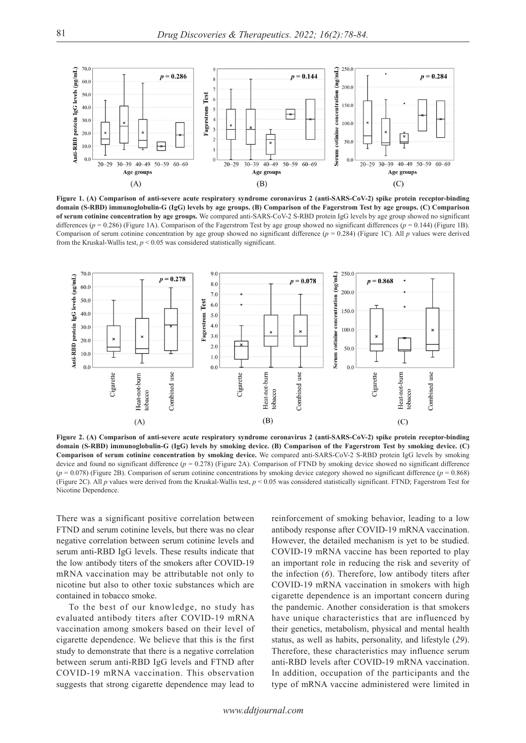**Figure 1. (A) Comparison of anti-severe acute respiratory syndrome coronavirus 2 (anti-SARS-CoV-2) spike protein receptor-binding domain (S-RBD) immunoglobulin-G (IgG) levels by age groups. (B) Comparison of the Fagerstrom Test by age groups. (C) Comparison of serum cotinine concentration by age groups.** We compared anti-SARS-CoV-2 S-RBD protein IgG levels by age group showed no significant differences ($p = 0.286$) (Figure 1A). Comparison of the Fagerstrom Test by age group showed no significant differences ($p = 0.144$) (Figure 1B). Comparison of serum cotinine concentration by age group showed no significant difference ($p = 0.284$) (Figure 1C). All $p$ values were derived from the Kruskal-Wallis test, $p < 0.05$ was considered statistically significant.

**Figure 2. (A) Comparison of anti-severe acute respiratory syndrome coronavirus 2 (anti-SARS-CoV-2) spike protein receptor-binding domain (S-RBD) immunoglobulin-G (IgG) levels by smoking device. (B) Comparison of the Fagerstrom Test by smoking device. (C) Comparison of serum cotinine concentration by smoking device.** We compared anti-SARS-CoV-2 S-RBD protein IgG levels by smoking device and found no significant difference ($p = 0.278$) (Figure 2A). Comparison of FTND by smoking device showed no significant difference ($p = 0.078$) (Figure 2B). Comparison of serum cotinine concentrations by smoking device category showed no significant difference ($p = 0.868$) (Figure 2C). All $p$ values were derived from the Kruskal-Wallis test, $p < 0.05$ was considered statistically significant. FTND; Fagerstrom Test for Nicotine Dependence.

There was a significant positive correlation between FTND and serum cotinine levels, but there was no clear negative correlation between serum cotinine levels and serum anti-RBD IgG levels. These results indicate that the low antibody titers of the smokers after COVID-19 mRNA vaccination may be attributable not only to nicotine but also to other toxic substances which are contained in tobacco smoke.

To the best of our knowledge, no study has evaluated antibody titers after COVID-19 mRNA vaccination among smokers based on their level of cigarette dependence. We believe that this is the first study to demonstrate that there is a negative correlation between serum anti-RBD IgG levels and FTND after COVID-19 mRNA vaccination. This observation suggests that strong cigarette dependence may lead to reinforcement of smoking behavior, leading to a low antibody response after COVID-19 mRNA vaccination. However, the detailed mechanism is yet to be studied. COVID-19 mRNA vaccine has been reported to play an important role in reducing the risk and severity of the infection (*6*). Therefore, low antibody titers after COVID-19 mRNA vaccination in smokers with high cigarette dependence is an important concern during the pandemic. Another consideration is that smokers have unique characteristics that are influenced by their genetics, metabolism, physical and mental health status, as well as habits, personality, and lifestyle (*29*). Therefore, these characteristics may influence serum anti-RBD levels after COVID-19 mRNA vaccination. In addition, occupation of the participants and the type of mRNA vaccine administered were limited in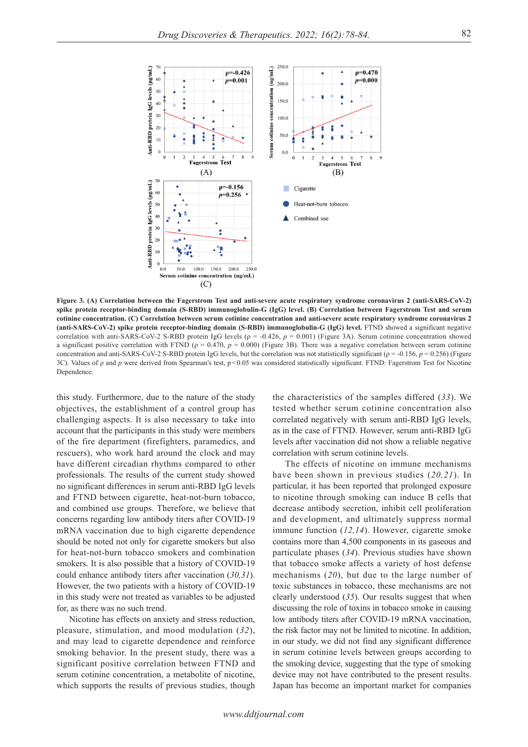**Figure 3. (A) Correlation between the Fagerstrom Test and anti-severe acute respiratory syndrome coronavirus 2 (anti-SARS-CoV-2) spike protein receptor-binding domain (S-RBD) immunoglobulin-G (IgG) level. (B) Correlation between Fagerstrom Test and serum cotinine concentration. (C) Correlation between serum cotinine concentration and anti-severe acute respiratory syndrome coronavirus 2 (anti-SARS-CoV-2) spike protein receptor-binding domain (S-RBD) immunoglobulin-G (IgG) level.** FTND showed a significant negative correlation with anti-SARS-CoV-2 S-RBD protein IgG levels ($\rho$ = -0.426, $p$ = 0.001) (Figure 3A). Serum cotinine concentration showed a significant positive correlation with FTND ($\rho$ = 0.470, $p$ = 0.000) (Figure 3B). There was a negative correlation between serum cotinine concentration and anti-SARS-CoV-2 S-RBD protein IgG levels, but the correlation was not statistically significant ($\rho$ = -0.156, $p$ = 0.256) (Figure 3C). Values of $\rho$ and $p$ were derived from Spearman's test, $p < 0.05$ was considered statistically significant. FTND: Fagerstrom Test for Nicotine Dependence.

this study. Furthermore, due to the nature of the study objectives, the establishment of a control group has challenging aspects. It is also necessary to take into account that the participants in this study were members of the fire department (firefighters, paramedics, and rescuers), who work hard around the clock and may have different circadian rhythms compared to other professionals. The results of the current study showed no significant differences in serum anti-RBD IgG levels and FTND between cigarette, heat-not-burn tobacco, and combined use groups. Therefore, we believe that concerns regarding low antibody titers after COVID-19 mRNA vaccination due to high cigarette dependence should be noted not only for cigarette smokers but also for heat-not-burn tobacco smokers and combination smokers. It is also possible that a history of COVID-19 could enhance antibody titers after vaccination (*30,31*). However, the two patients with a history of COVID-19 in this study were not treated as variables to be adjusted for, as there was no such trend.

Nicotine has effects on anxiety and stress reduction, pleasure, stimulation, and mood modulation (*32*), and may lead to cigarette dependence and reinforce smoking behavior. In the present study, there was a significant positive correlation between FTND and serum cotinine concentration, a metabolite of nicotine, which supports the results of previous studies, though the characteristics of the samples differed (*33*). We tested whether serum cotinine concentration also correlated negatively with serum anti-RBD IgG levels, as in the case of FTND. However, serum anti-RBD IgG levels after vaccination did not show a reliable negative correlation with serum cotinine levels.

The effects of nicotine on immune mechanisms have been shown in previous studies (*20,21*). In particular, it has been reported that prolonged exposure to nicotine through smoking can induce B cells that decrease antibody secretion, inhibit cell proliferation and development, and ultimately suppress normal immune function (*12,14*). However, cigarette smoke contains more than 4,500 components in its gaseous and particulate phases (*34*). Previous studies have shown that tobacco smoke affects a variety of host defense mechanisms (*20*), but due to the large number of toxic substances in tobacco, these mechanisms are not clearly understood (*35*). Our results suggest that when discussing the role of toxins in tobacco smoke in causing low antibody titers after COVID-19 mRNA vaccination, the risk factor may not be limited to nicotine. In addition, in our study, we did not find any significant difference in serum cotinine levels between groups according to the smoking device, suggesting that the type of smoking device may not have contributed to the present results. Japan has become an important market for companies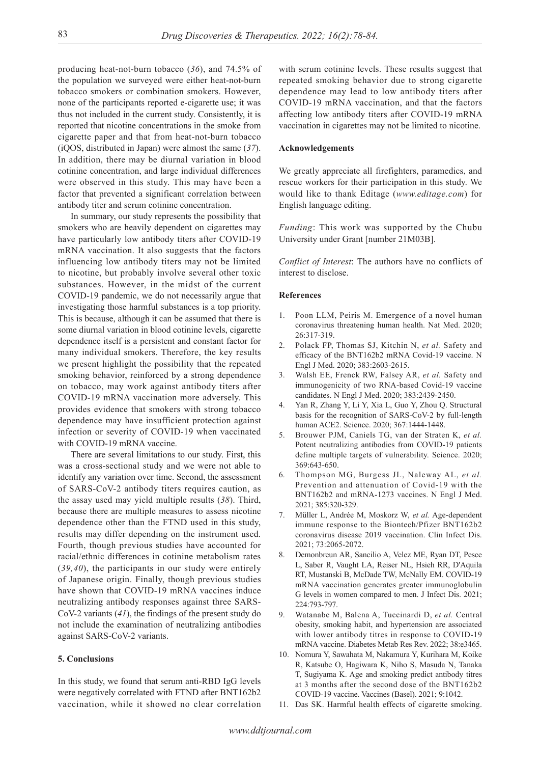producing heat-not-burn tobacco (*36*), and 74.5% of the population we surveyed were either heat-not-burn tobacco smokers or combination smokers. However, none of the participants reported e-cigarette use; it was thus not included in the current study. Consistently, it is reported that nicotine concentrations in the smoke from cigarette paper and that from heat-not-burn tobacco (iQOS, distributed in Japan) were almost the same (*37*). In addition, there may be diurnal variation in blood cotinine concentration, and large individual differences were observed in this study. This may have been a factor that prevented a significant correlation between antibody titer and serum cotinine concentration.

In summary, our study represents the possibility that smokers who are heavily dependent on cigarettes may have particularly low antibody titers after COVID-19 mRNA vaccination. It also suggests that the factors influencing low antibody titers may not be limited to nicotine, but probably involve several other toxic substances. However, in the midst of the current COVID-19 pandemic, we do not necessarily argue that investigating those harmful substances is a top priority. This is because, although it can be assumed that there is some diurnal variation in blood cotinine levels, cigarette dependence itself is a persistent and constant factor for many individual smokers. Therefore, the key results we present highlight the possibility that the repeated smoking behavior, reinforced by a strong dependence on tobacco, may work against antibody titers after COVID-19 mRNA vaccination more adversely. This provides evidence that smokers with strong tobacco dependence may have insufficient protection against infection or severity of COVID-19 when vaccinated with COVID-19 mRNA vaccine.

There are several limitations to our study. First, this was a cross-sectional study and we were not able to identify any variation over time. Second, the assessment of SARS-CoV-2 antibody titers requires caution, as the assay used may yield multiple results (*38*). Third, because there are multiple measures to assess nicotine dependence other than the FTND used in this study, results may differ depending on the instrument used. Fourth, though previous studies have accounted for racial/ethnic differences in cotinine metabolism rates (*39,40*), the participants in our study were entirely of Japanese origin. Finally, though previous studies have shown that COVID-19 mRNA vaccines induce neutralizing antibody responses against three SARS-CoV-2 variants (*41*), the findings of the present study do not include the examination of neutralizing antibodies against SARS-CoV-2 variants.

## 5. Conclusions

In this study, we found that serum anti-RBD IgG levels were negatively correlated with FTND after BNT162b2 vaccination, while it showed no clear correlation with serum cotinine levels. These results suggest that repeated smoking behavior due to strong cigarette dependence may lead to low antibody titers after COVID-19 mRNA vaccination, and that the factors affecting low antibody titers after COVID-19 mRNA vaccination in cigarettes may not be limited to nicotine.

## Acknowledgements

We greatly appreciate all firefighters, paramedics, and rescue workers for their participation in this study. We would like to thank Editage (*www.editage.com*) for English language editing.

*Funding*: This work was supported by the Chubu University under Grant [number 21M03B].

*Conflict of Interest*: The authors have no conflicts of interest to disclose.

## References

1. Poon LLM, Peiris M. Emergence of a novel human coronavirus threatening human health. Nat Med. 2020; 26:317-319.
2. Polack FP, Thomas SJ, Kitchin N, *et al.* Safety and efficacy of the BNT162b2 mRNA Covid-19 vaccine. N Engl J Med. 2020; 383:2603-2615.
3. Walsh EE, Frenck RW, Falsey AR, *et al.* Safety and immunogenicity of two RNA-based Covid-19 vaccine candidates. N Engl J Med. 2020; 383:2439-2450.
4. Yan R, Zhang Y, Li Y, Xia L, Guo Y, Zhou Q. Structural basis for the recognition of SARS-CoV-2 by full-length human ACE2. Science. 2020; 367:1444-1448.
5. Brouwer PJM, Caniels TG, van der Straten K, *et al.* Potent neutralizing antibodies from COVID-19 patients define multiple targets of vulnerability. Science. 2020; 369:643-650.
6. Thompson MG, Burgess JL, Naleway AL, *et al.* Prevention and attenuation of Covid-19 with the BNT162b2 and mRNA-1273 vaccines. N Engl J Med. 2021; 385:320-329.
7. Müller L, Andrée M, Moskorz W, *et al.* Age-dependent immune response to the Biontech/Pfizer BNT162b2 coronavirus disease 2019 vaccination. Clin Infect Dis. 2021; 73:2065-2072.
8. Demonbreun AR, Sancilio A, Velez ME, Ryan DT, Pesce L, Saber R, Vaught LA, Reiser NL, Hsieh RR, D'Aquila RT, Mustanski B, McDade TW, McNally EM. COVID-19 mRNA vaccination generates greater immunoglobulin G levels in women compared to men. J Infect Dis. 2021; 224:793-797.
9. Watanabe M, Balena A, Tuccinardi D, *et al.* Central obesity, smoking habit, and hypertension are associated with lower antibody titres in response to COVID-19 mRNA vaccine. Diabetes Metab Res Rev. 2022; 38:e3465.
10. Nomura Y, Sawahata M, Nakamura Y, Kurihara M, Koike R, Katsube O, Hagiwara K, Niho S, Masuda N, Tanaka T, Sugiyama K. Age and smoking predict antibody titres at 3 months after the second dose of the BNT162b2 COVID-19 vaccine. Vaccines (Basel). 2021; 9:1042.
11. Das SK. Harmful health effects of cigarette smoking.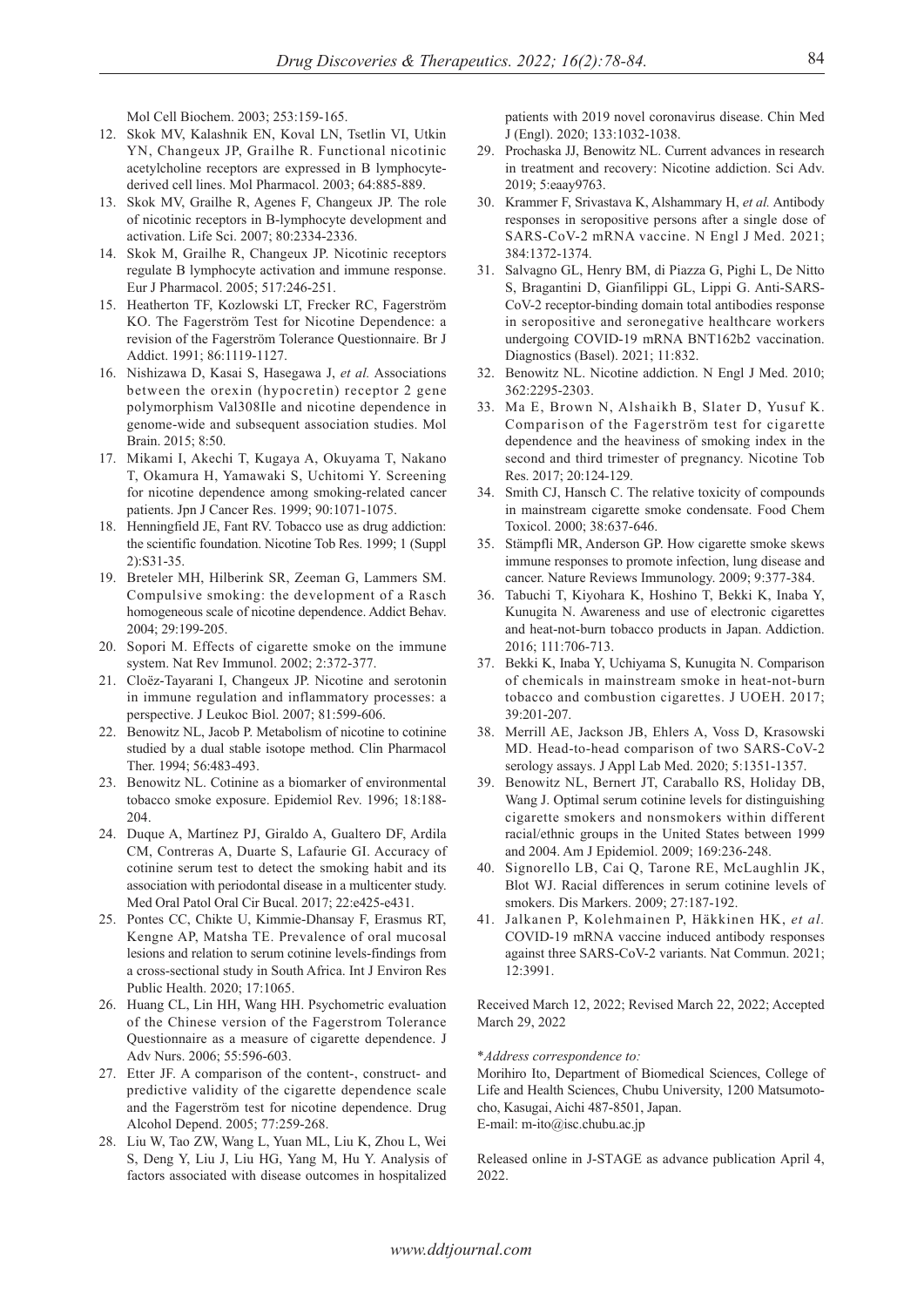Mol Cell Biochem. 2003; 253:159-165.

12. Skok MV, Kalashnik EN, Koval LN, Tsetlin VI, Utkin YN, Changeux JP, Grailhe R. Functional nicotinic acetylcholine receptors are expressed in B lymphocyte-derived cell lines. Mol Pharmacol. 2003; 64:885-889.
13. Skok MV, Grailhe R, Agenes F, Changeux JP. The role of nicotinic receptors in B-lymphocyte development and activation. Life Sci. 2007; 80:2334-2336.
14. Skok M, Grailhe R, Changeux JP. Nicotinic receptors regulate B lymphocyte activation and immune response. Eur J Pharmacol. 2005; 517:246-251.
15. Heatherton TF, Kozlowski LT, Frecker RC, Fagerström KO. The Fagerström Test for Nicotine Dependence: a revision of the Fagerström Tolerance Questionnaire. Br J Addict. 1991; 86:1119-1127.
16. Nishizawa D, Kasai S, Hasegawa J, *et al.* Associations between the orexin (hypocretin) receptor 2 gene polymorphism Val308Ile and nicotine dependence in genome-wide and subsequent association studies. Mol Brain. 2015; 8:50.
17. Mikami I, Akechi T, Kugaya A, Okuyama T, Nakano T, Okamura H, Yamawaki S, Uchitomi Y. Screening for nicotine dependence among smoking-related cancer patients. Jpn J Cancer Res. 1999; 90:1071-1075.
18. Henningfield JE, Fant RV. Tobacco use as drug addiction: the scientific foundation. Nicotine Tob Res. 1999; 1 (Suppl 2):S31-35.
19. Breteler MH, Hilberink SR, Zeeman G, Lammers SM. Compulsive smoking: the development of a Rasch homogeneous scale of nicotine dependence. Addict Behav. 2004; 29:199-205.
20. Sopori M. Effects of cigarette smoke on the immune system. Nat Rev Immunol. 2002; 2:372-377.
21. Cloëz-Tayarani I, Changeux JP. Nicotine and serotonin in immune regulation and inflammatory processes: a perspective. J Leukoc Biol. 2007; 81:599-606.
22. Benowitz NL, Jacob P. Metabolism of nicotine to cotinine studied by a dual stable isotope method. Clin Pharmacol Ther. 1994; 56:483-493.
23. Benowitz NL. Cotinine as a biomarker of environmental tobacco smoke exposure. Epidemiol Rev. 1996; 18:188-204.
24. Duque A, Martínez PJ, Giraldo A, Gualtero DF, Ardila CM, Contreras A, Duarte S, Lafaurie GI. Accuracy of cotinine serum test to detect the smoking habit and its association with periodontal disease in a multicenter study. Med Oral Patol Oral Cir Bucal. 2017; 22:e425-e431.
25. Pontes CC, Chikte U, Kimmie-Dhansay F, Erasmus RT, Kengne AP, Matsha TE. Prevalence of oral mucosal lesions and relation to serum cotinine levels-findings from a cross-sectional study in South Africa. Int J Environ Res Public Health. 2020; 17:1065.
26. Huang CL, Lin HH, Wang HH. Psychometric evaluation of the Chinese version of the Fagerstrom Tolerance Questionnaire as a measure of cigarette dependence. J Adv Nurs. 2006; 55:596-603.
27. Etter JF. A comparison of the content-, construct- and predictive validity of the cigarette dependence scale and the Fagerström test for nicotine dependence. Drug Alcohol Depend. 2005; 77:259-268.
28. Liu W, Tao ZW, Wang L, Yuan ML, Liu K, Zhou L, Wei S, Deng Y, Liu J, Liu HG, Yang M, Hu Y. Analysis of factors associated with disease outcomes in hospitalized patients with 2019 novel coronavirus disease. Chin Med J (Engl). 2020; 133:1032-1038.
29. Prochaska JJ, Benowitz NL. Current advances in research in treatment and recovery: Nicotine addiction. Sci Adv. 2019; 5:eaay9763.
30. Krammer F, Srivastava K, Alshammary H, *et al.* Antibody responses in seropositive persons after a single dose of SARS-CoV-2 mRNA vaccine. N Engl J Med. 2021; 384:1372-1374.
31. Salvagno GL, Henry BM, di Piazza G, Pighi L, De Nitto S, Bragantini D, Gianfilippi GL, Lippi G. Anti-SARS-CoV-2 receptor-binding domain total antibodies response in seropositive and seronegative healthcare workers undergoing COVID-19 mRNA BNT162b2 vaccination. Diagnostics (Basel). 2021; 11:832.
32. Benowitz NL. Nicotine addiction. N Engl J Med. 2010; 362:2295-2303.
33. Ma E, Brown N, Alshaikh B, Slater D, Yusuf K. Comparison of the Fagerström test for cigarette dependence and the heaviness of smoking index in the second and third trimester of pregnancy. Nicotine Tob Res. 2017; 20:124-129.
34. Smith CJ, Hansch C. The relative toxicity of compounds in mainstream cigarette smoke condensate. Food Chem Toxicol. 2000; 38:637-646.
35. Stämpfli MR, Anderson GP. How cigarette smoke skews immune responses to promote infection, lung disease and cancer. Nature Reviews Immunology. 2009; 9:377-384.
36. Tabuchi T, Kiyohara K, Hoshino T, Bekki K, Inaba Y, Kunugita N. Awareness and use of electronic cigarettes and heat-not-burn tobacco products in Japan. Addiction. 2016; 111:706-713.
37. Bekki K, Inaba Y, Uchiyama S, Kunugita N. Comparison of chemicals in mainstream smoke in heat-not-burn tobacco and combustion cigarettes. J UOEH. 2017; 39:201-207.
38. Merrill AE, Jackson JB, Ehlers A, Voss D, Krasowski MD. Head-to-head comparison of two SARS-CoV-2 serology assays. J Appl Lab Med. 2020; 5:1351-1357.
39. Benowitz NL, Bernert JT, Caraballo RS, Holiday DB, Wang J. Optimal serum cotinine levels for distinguishing cigarette smokers and nonsmokers within different racial/ethnic groups in the United States between 1999 and 2004. Am J Epidemiol. 2009; 169:236-248.
40. Signorello LB, Cai Q, Tarone RE, McLaughlin JK, Blot WJ. Racial differences in serum cotinine levels of smokers. Dis Markers. 2009; 27:187-192.
41. Jalkanen P, Kolehmainen P, Häkkinen HK, *et al.* COVID-19 mRNA vaccine induced antibody responses against three SARS-CoV-2 variants. Nat Commun. 2021; 12:3991.

Received March 12, 2022; Revised March 22, 2022; Accepted March 29, 2022

\**Address correspondence to:*
Morihiro Ito, Department of Biomedical Sciences, College of Life and Health Sciences, Chubu University, 1200 Matsumoto-cho, Kasugai, Aichi 487-8501, Japan.
E-mail: m-ito@isc.chubu.ac.jp

Released online in J-STAGE as advance publication April 4, 2022.